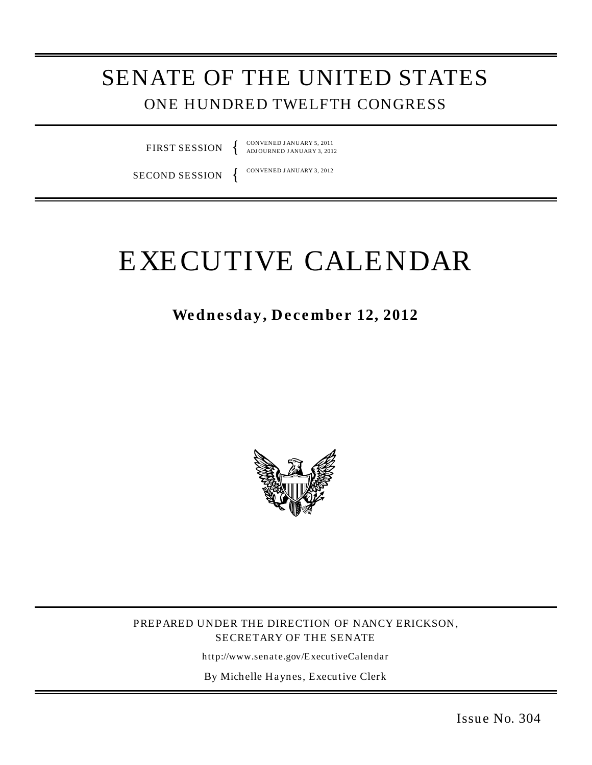# SENATE OF THE UNITED STATES

## ONE HUNDRED TWELFTH CONGRESS

FIRST SESSION { CONVENED JANUARY 5, 2011
ADJOURNED JANUARY 3, 2012

SECOND SESSION { CONVENED JANUARY 3, 2012

# EXECUTIVE CALENDAR

**Wednesday, December 12, 2012**

PREPARED UNDER THE DIRECTION OF NANCY ERICKSON,
SECRETARY OF THE SENATE

http://www.senate.gov/ExecutiveCalendar

By Michelle Haynes, Executive Clerk

Issue No. 304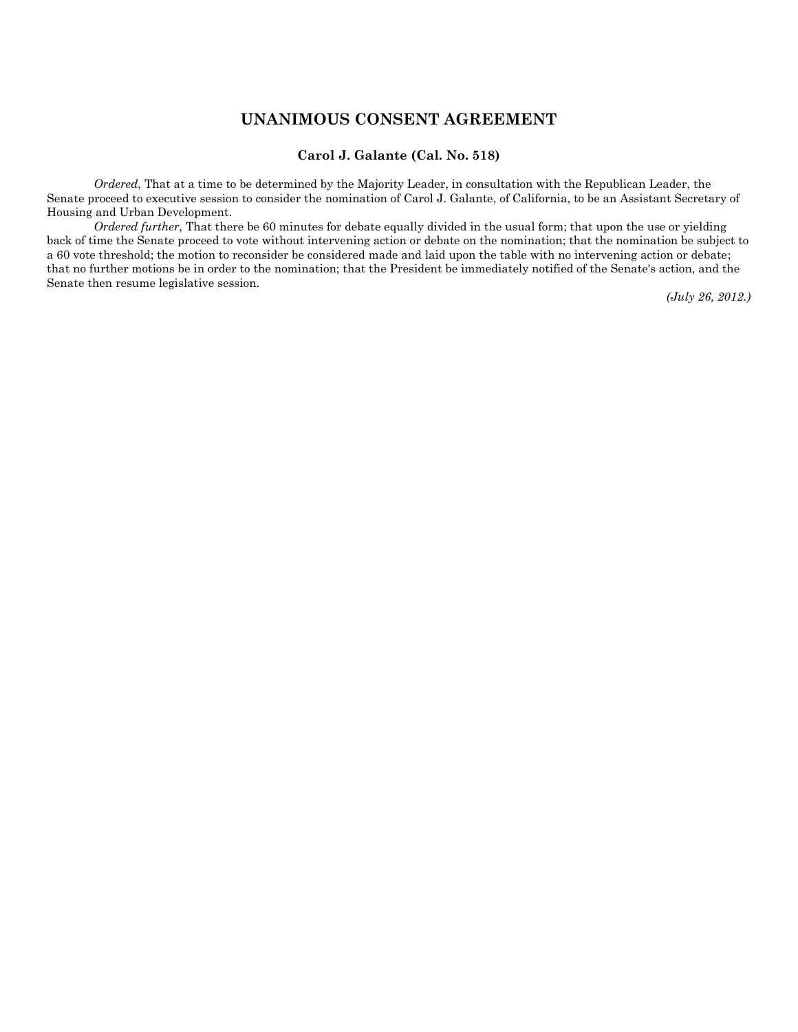## UNANIMOUS CONSENT AGREEMENT

### Carol J. Galante (Cal. No. 518)

*Ordered*, That at a time to be determined by the Majority Leader, in consultation with the Republican Leader, the Senate proceed to executive session to consider the nomination of Carol J. Galante, of California, to be an Assistant Secretary of Housing and Urban Development.

*Ordered further*, That there be 60 minutes for debate equally divided in the usual form; that upon the use or yielding back of time the Senate proceed to vote without intervening action or debate on the nomination; that the nomination be subject to a 60 vote threshold; the motion to reconsider be considered made and laid upon the table with no intervening action or debate; that no further motions be in order to the nomination; that the President be immediately notified of the Senate's action, and the Senate then resume legislative session.

*(July 26, 2012.)*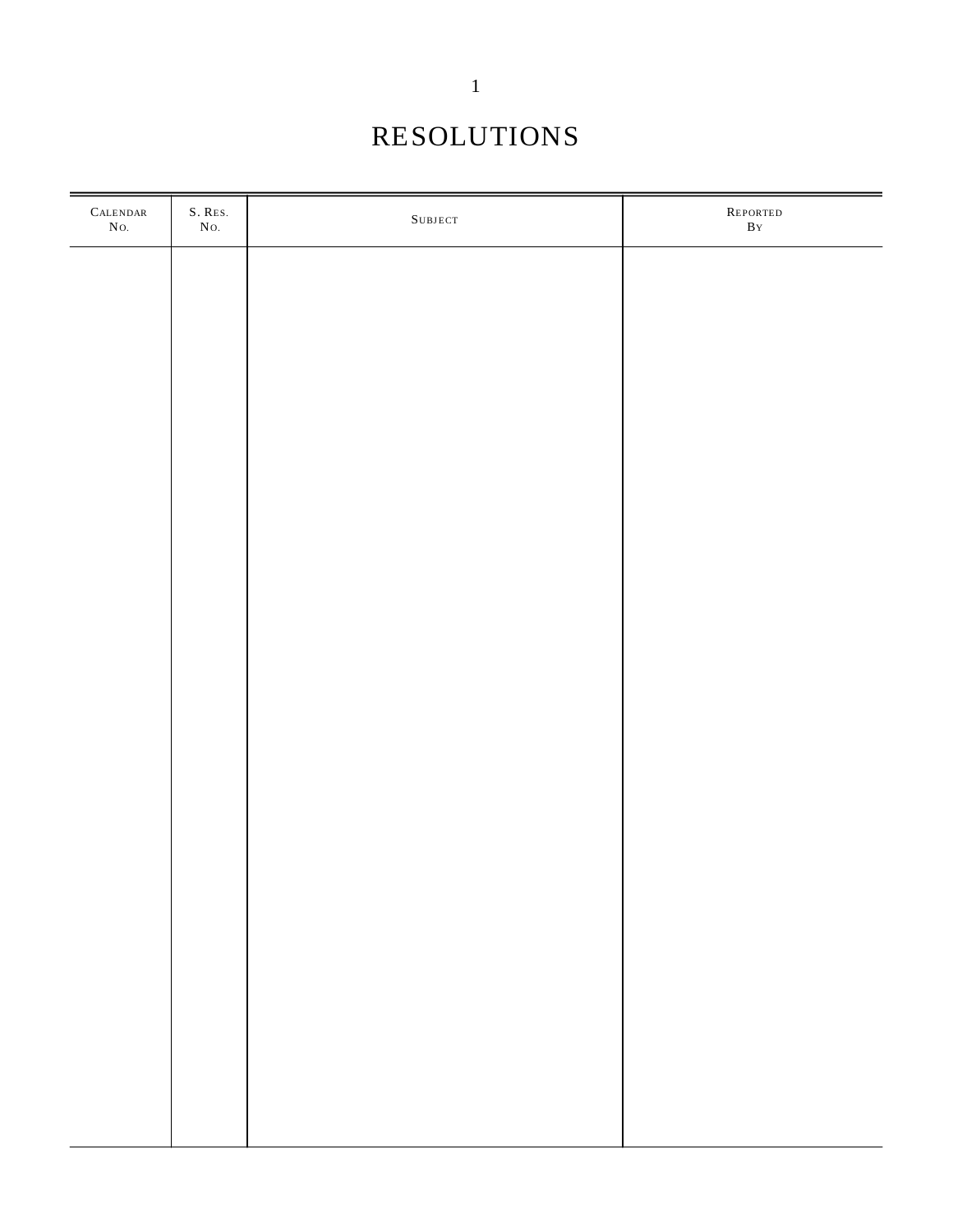# RESOLUTIONS

| CALENDAR NO. | S. RES. NO. | SUBJECT | REPORTED BY |
| --- | --- | --- | --- |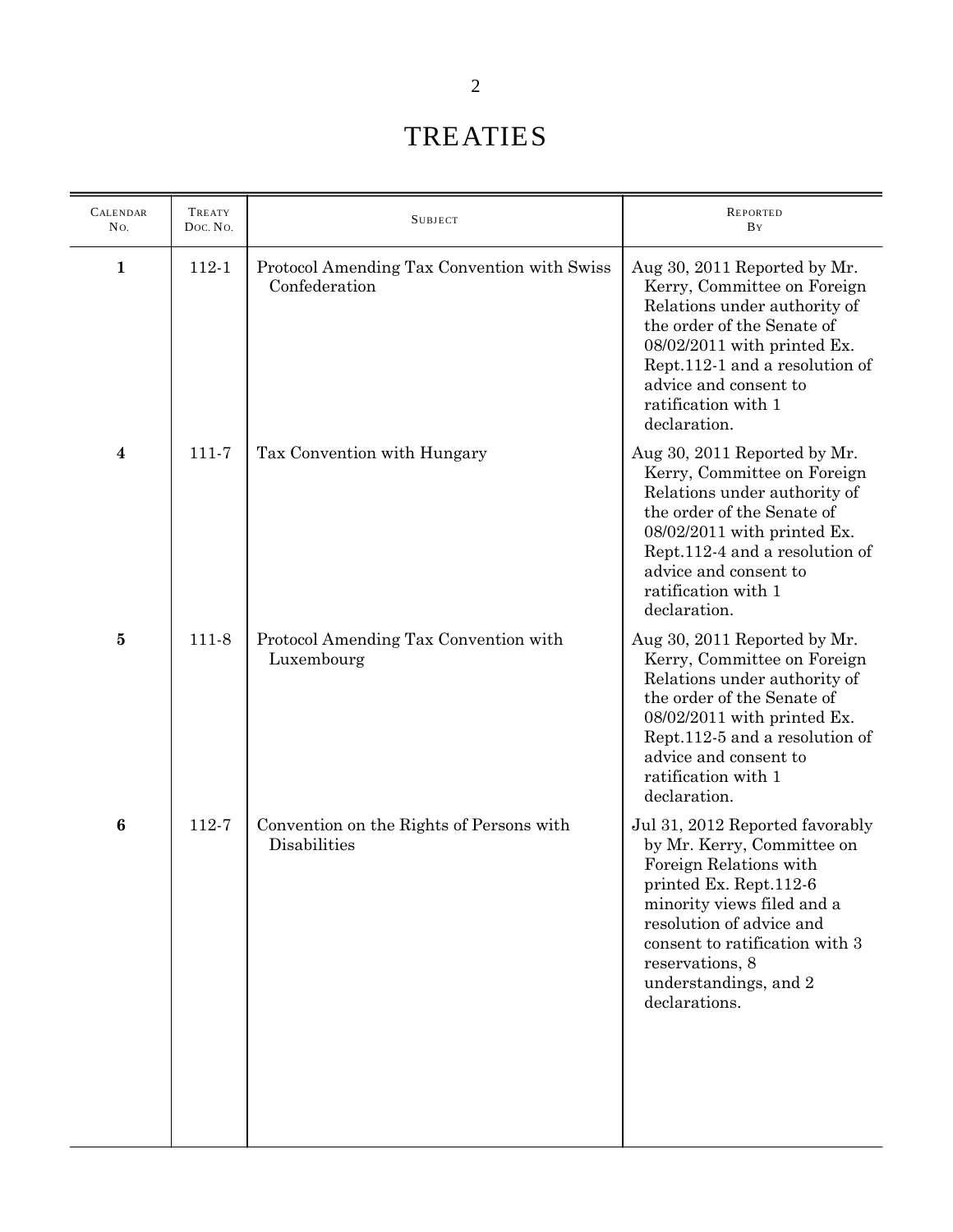# TREATIES

| CALENDAR NO. | TREATY DOC. NO. | SUBJECT | REPORTED BY |
|---|---|---|---|
| **1** | 112-1 | Protocol Amending Tax Convention with Swiss Confederation | Aug 30, 2011 Reported by Mr. Kerry, Committee on Foreign Relations under authority of the order of the Senate of 08/02/2011 with printed Ex. Rept.112-1 and a resolution of advice and consent to ratification with 1 declaration. |
| **4** | 111-7 | Tax Convention with Hungary | Aug 30, 2011 Reported by Mr. Kerry, Committee on Foreign Relations under authority of the order of the Senate of 08/02/2011 with printed Ex. Rept.112-4 and a resolution of advice and consent to ratification with 1 declaration. |
| **5** | 111-8 | Protocol Amending Tax Convention with Luxembourg | Aug 30, 2011 Reported by Mr. Kerry, Committee on Foreign Relations under authority of the order of the Senate of 08/02/2011 with printed Ex. Rept.112-5 and a resolution of advice and consent to ratification with 1 declaration. |
| **6** | 112-7 | Convention on the Rights of Persons with Disabilities | Jul 31, 2012 Reported favorably by Mr. Kerry, Committee on Foreign Relations with printed Ex. Rept.112-6 minority views filed and a resolution of advice and consent to ratification with 3 reservations, 8 understandings, and 2 declarations. |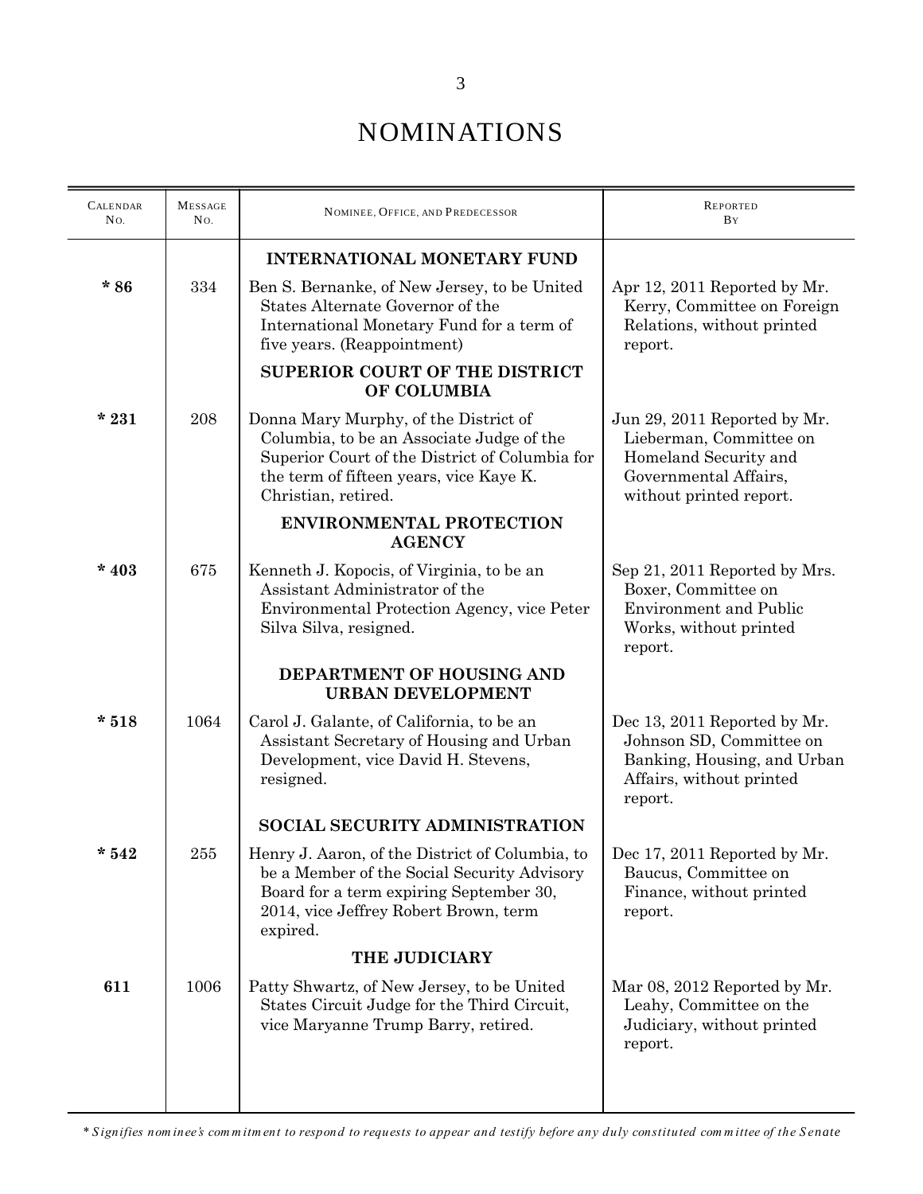# NOMINATIONS

| Calendar No. | Message No. | Nominee, Office, and Predecessor | Reported By |
|---|---|---|---|
| | | **INTERNATIONAL MONETARY FUND** | |
| **\* 86** | 334 | Ben S. Bernanke, of New Jersey, to be United States Alternate Governor of the International Monetary Fund for a term of five years. (Reappointment) | Apr 12, 2011 Reported by Mr. Kerry, Committee on Foreign Relations, without printed report. |
| | | **SUPERIOR COURT OF THE DISTRICT OF COLUMBIA** | |
| **\* 231** | 208 | Donna Mary Murphy, of the District of Columbia, to be an Associate Judge of the Superior Court of the District of Columbia for the term of fifteen years, vice Kaye K. Christian, retired. | Jun 29, 2011 Reported by Mr. Lieberman, Committee on Homeland Security and Governmental Affairs, without printed report. |
| | | **ENVIRONMENTAL PROTECTION AGENCY** | |
| **\* 403** | 675 | Kenneth J. Kopocis, of Virginia, to be an Assistant Administrator of the Environmental Protection Agency, vice Peter Silva Silva, resigned. | Sep 21, 2011 Reported by Mrs. Boxer, Committee on Environment and Public Works, without printed report. |
| | | **DEPARTMENT OF HOUSING AND URBAN DEVELOPMENT** | |
| **\* 518** | 1064 | Carol J. Galante, of California, to be an Assistant Secretary of Housing and Urban Development, vice David H. Stevens, resigned. | Dec 13, 2011 Reported by Mr. Johnson SD, Committee on Banking, Housing, and Urban Affairs, without printed report. |
| | | **SOCIAL SECURITY ADMINISTRATION** | |
| **\* 542** | 255 | Henry J. Aaron, of the District of Columbia, to be a Member of the Social Security Advisory Board for a term expiring September 30, 2014, vice Jeffrey Robert Brown, term expired. | Dec 17, 2011 Reported by Mr. Baucus, Committee on Finance, without printed report. |
| | | **THE JUDICIARY** | |
| **611** | 1006 | Patty Shwartz, of New Jersey, to be United States Circuit Judge for the Third Circuit, vice Maryanne Trump Barry, retired. | Mar 08, 2012 Reported by Mr. Leahy, Committee on the Judiciary, without printed report. |

*\* Signifies nominee's commitment to respond to requests to appear and testify before any duly constituted committee of the Senate*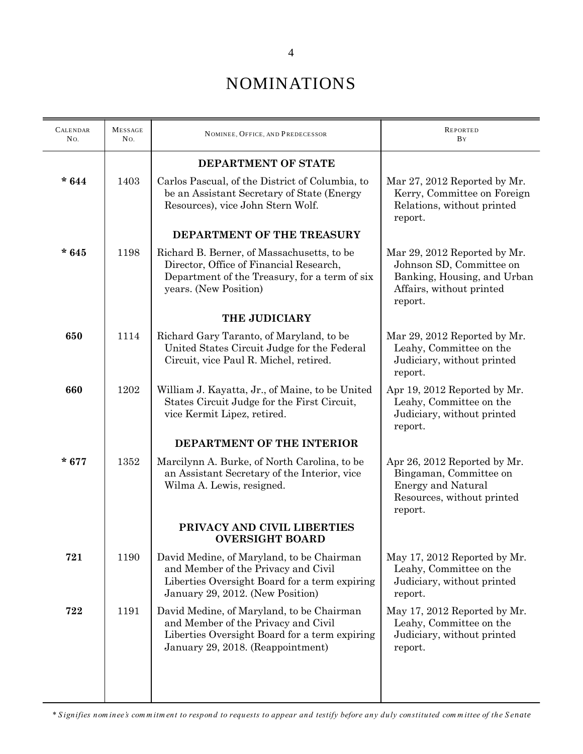# NOMINATIONS

| CALENDAR NO. | MESSAGE NO. | NOMINEE, OFFICE, AND PREDECESSOR | REPORTED BY |
|---|---|---|---|
| | | **DEPARTMENT OF STATE** | |
| **\* 644** | 1403 | Carlos Pascual, of the District of Columbia, to be an Assistant Secretary of State (Energy Resources), vice John Stern Wolf. | Mar 27, 2012 Reported by Mr. Kerry, Committee on Foreign Relations, without printed report. |
| | | **DEPARTMENT OF THE TREASURY** | |
| **\* 645** | 1198 | Richard B. Berner, of Massachusetts, to be Director, Office of Financial Research, Department of the Treasury, for a term of six years. (New Position) | Mar 29, 2012 Reported by Mr. Johnson SD, Committee on Banking, Housing, and Urban Affairs, without printed report. |
| | | **THE JUDICIARY** | |
| **650** | 1114 | Richard Gary Taranto, of Maryland, to be United States Circuit Judge for the Federal Circuit, vice Paul R. Michel, retired. | Mar 29, 2012 Reported by Mr. Leahy, Committee on the Judiciary, without printed report. |
| **660** | 1202 | William J. Kayatta, Jr., of Maine, to be United States Circuit Judge for the First Circuit, vice Kermit Lipez, retired. | Apr 19, 2012 Reported by Mr. Leahy, Committee on the Judiciary, without printed report. |
| | | **DEPARTMENT OF THE INTERIOR** | |
| **\* 677** | 1352 | Marcilynn A. Burke, of North Carolina, to be an Assistant Secretary of the Interior, vice Wilma A. Lewis, resigned. | Apr 26, 2012 Reported by Mr. Bingaman, Committee on Energy and Natural Resources, without printed report. |
| | | **PRIVACY AND CIVIL LIBERTIES OVERSIGHT BOARD** | |
| **721** | 1190 | David Medine, of Maryland, to be Chairman and Member of the Privacy and Civil Liberties Oversight Board for a term expiring January 29, 2012. (New Position) | May 17, 2012 Reported by Mr. Leahy, Committee on the Judiciary, without printed report. |
| **722** | 1191 | David Medine, of Maryland, to be Chairman and Member of the Privacy and Civil Liberties Oversight Board for a term expiring January 29, 2018. (Reappointment) | May 17, 2012 Reported by Mr. Leahy, Committee on the Judiciary, without printed report. |

*\* Signifies nominee's commitment to respond to requests to appear and testify before any duly constituted committee of the Senate*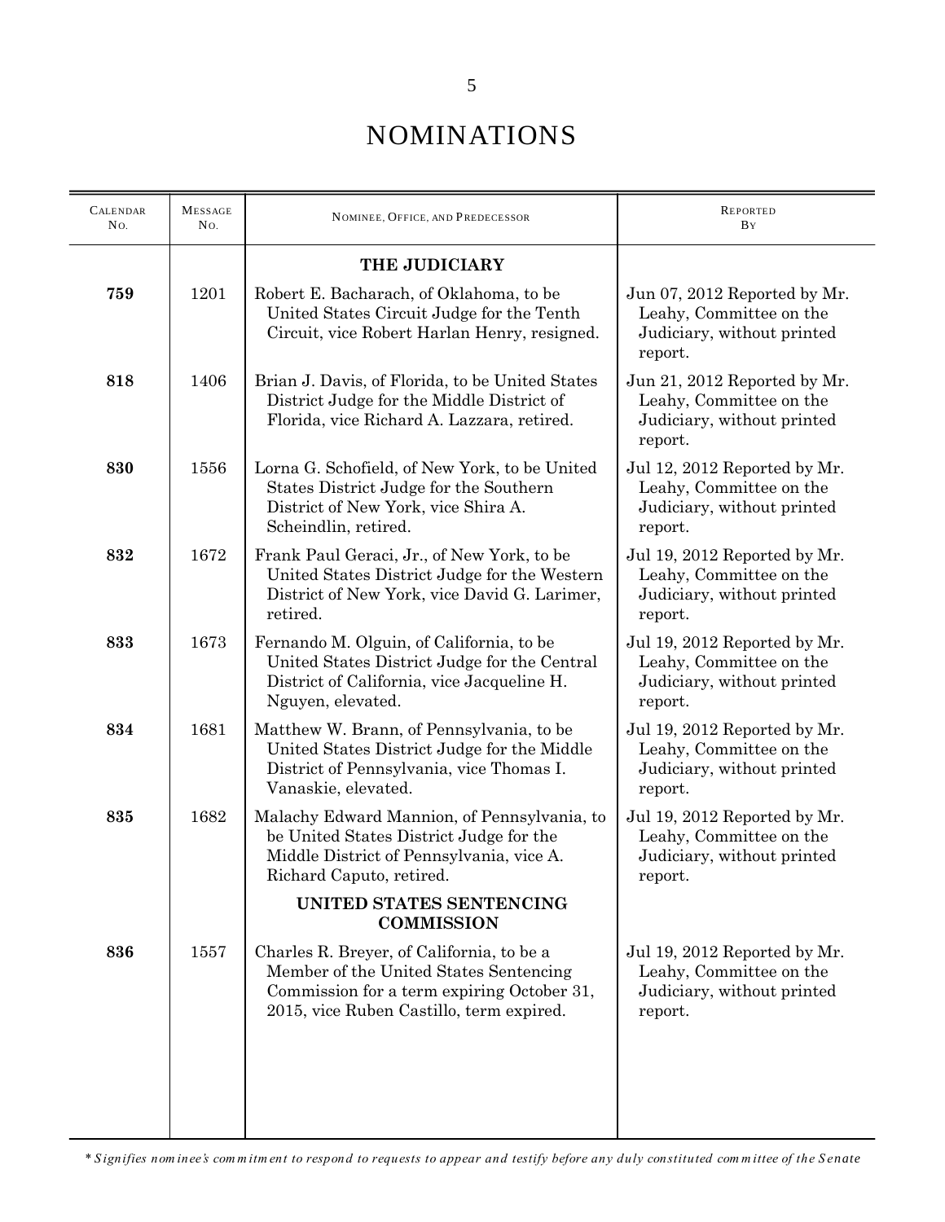# NOMINATIONS

| CALENDAR NO. | MESSAGE NO. | NOMINEE, OFFICE, AND PREDECESSOR | REPORTED BY |
|---|---|---|---|
| | | **THE JUDICIARY** | |
| **759** | 1201 | Robert E. Bacharach, of Oklahoma, to be United States Circuit Judge for the Tenth Circuit, vice Robert Harlan Henry, resigned. | Jun 07, 2012 Reported by Mr. Leahy, Committee on the Judiciary, without printed report. |
| **818** | 1406 | Brian J. Davis, of Florida, to be United States District Judge for the Middle District of Florida, vice Richard A. Lazzara, retired. | Jun 21, 2012 Reported by Mr. Leahy, Committee on the Judiciary, without printed report. |
| **830** | 1556 | Lorna G. Schofield, of New York, to be United States District Judge for the Southern District of New York, vice Shira A. Scheindlin, retired. | Jul 12, 2012 Reported by Mr. Leahy, Committee on the Judiciary, without printed report. |
| **832** | 1672 | Frank Paul Geraci, Jr., of New York, to be United States District Judge for the Western District of New York, vice David G. Larimer, retired. | Jul 19, 2012 Reported by Mr. Leahy, Committee on the Judiciary, without printed report. |
| **833** | 1673 | Fernando M. Olguin, of California, to be United States District Judge for the Central District of California, vice Jacqueline H. Nguyen, elevated. | Jul 19, 2012 Reported by Mr. Leahy, Committee on the Judiciary, without printed report. |
| **834** | 1681 | Matthew W. Brann, of Pennsylvania, to be United States District Judge for the Middle District of Pennsylvania, vice Thomas I. Vanaskie, elevated. | Jul 19, 2012 Reported by Mr. Leahy, Committee on the Judiciary, without printed report. |
| **835** | 1682 | Malachy Edward Mannion, of Pennsylvania, to be United States District Judge for the Middle District of Pennsylvania, vice A. Richard Caputo, retired. | Jul 19, 2012 Reported by Mr. Leahy, Committee on the Judiciary, without printed report. |
| | | **UNITED STATES SENTENCING COMMISSION** | |
| **836** | 1557 | Charles R. Breyer, of California, to be a Member of the United States Sentencing Commission for a term expiring October 31, 2015, vice Ruben Castillo, term expired. | Jul 19, 2012 Reported by Mr. Leahy, Committee on the Judiciary, without printed report. |

*\* Signifies nominee's commitment to respond to requests to appear and testify before any duly constituted committee of the Senate*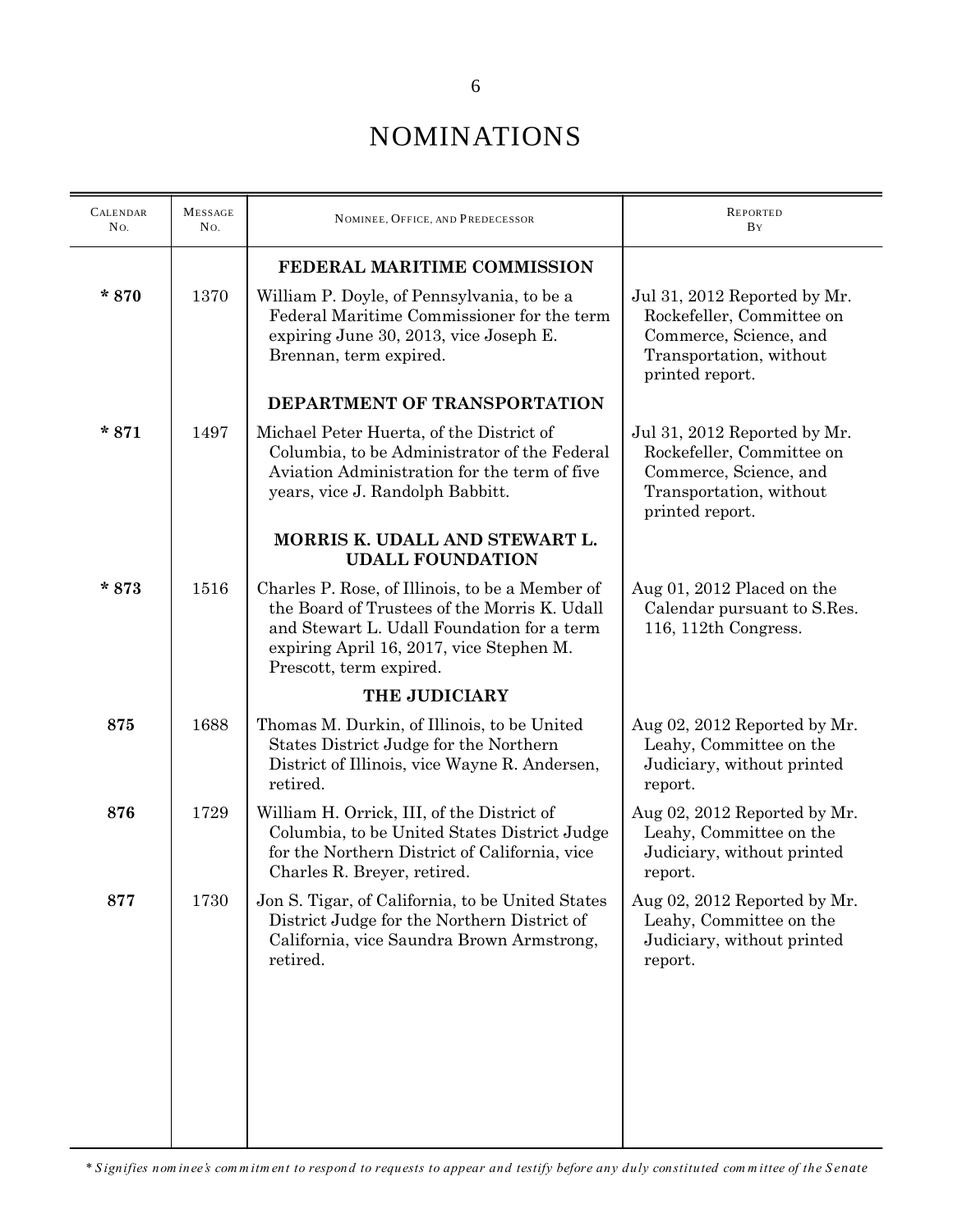# NOMINATIONS

| CALENDAR NO. | MESSAGE NO. | NOMINEE, OFFICE, AND PREDECESSOR | REPORTED BY |
|---|---|---|---|
| | | **FEDERAL MARITIME COMMISSION** | |
| **\* 870** | 1370 | William P. Doyle, of Pennsylvania, to be a Federal Maritime Commissioner for the term expiring June 30, 2013, vice Joseph E. Brennan, term expired. | Jul 31, 2012 Reported by Mr. Rockefeller, Committee on Commerce, Science, and Transportation, without printed report. |
| | | **DEPARTMENT OF TRANSPORTATION** | |
| **\* 871** | 1497 | Michael Peter Huerta, of the District of Columbia, to be Administrator of the Federal Aviation Administration for the term of five years, vice J. Randolph Babbitt. | Jul 31, 2012 Reported by Mr. Rockefeller, Committee on Commerce, Science, and Transportation, without printed report. |
| | | **MORRIS K. UDALL AND STEWART L. UDALL FOUNDATION** | |
| **\* 873** | 1516 | Charles P. Rose, of Illinois, to be a Member of the Board of Trustees of the Morris K. Udall and Stewart L. Udall Foundation for a term expiring April 16, 2017, vice Stephen M. Prescott, term expired. | Aug 01, 2012 Placed on the Calendar pursuant to S.Res. 116, 112th Congress. |
| | | **THE JUDICIARY** | |
| **875** | 1688 | Thomas M. Durkin, of Illinois, to be United States District Judge for the Northern District of Illinois, vice Wayne R. Andersen, retired. | Aug 02, 2012 Reported by Mr. Leahy, Committee on the Judiciary, without printed report. |
| **876** | 1729 | William H. Orrick, III, of the District of Columbia, to be United States District Judge for the Northern District of California, vice Charles R. Breyer, retired. | Aug 02, 2012 Reported by Mr. Leahy, Committee on the Judiciary, without printed report. |
| **877** | 1730 | Jon S. Tigar, of California, to be United States District Judge for the Northern District of California, vice Saundra Brown Armstrong, retired. | Aug 02, 2012 Reported by Mr. Leahy, Committee on the Judiciary, without printed report. |

*\* Signifies nominee's commitment to respond to requests to appear and testify before any duly constituted committee of the Senate*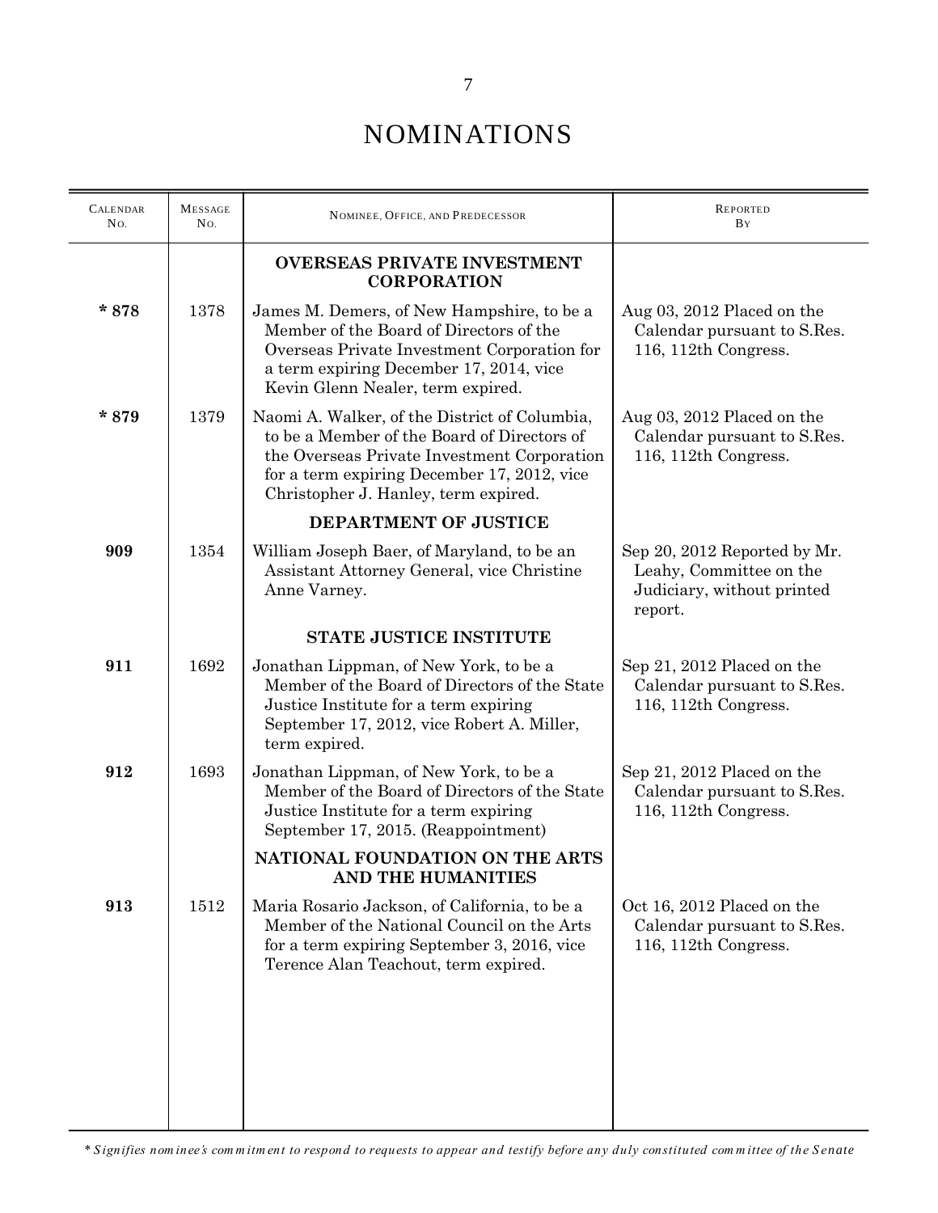# NOMINATIONS

| Calendar No. | Message No. | Nominee, Office, and Predecessor | Reported By |
|---|---|---|---|
| | | **OVERSEAS PRIVATE INVESTMENT CORPORATION** | |
| *** 878** | 1378 | James M. Demers, of New Hampshire, to be a Member of the Board of Directors of the Overseas Private Investment Corporation for a term expiring December 17, 2014, vice Kevin Glenn Nealer, term expired. | Aug 03, 2012 Placed on the Calendar pursuant to S.Res. 116, 112th Congress. |
| *** 879** | 1379 | Naomi A. Walker, of the District of Columbia, to be a Member of the Board of Directors of the Overseas Private Investment Corporation for a term expiring December 17, 2012, vice Christopher J. Hanley, term expired. | Aug 03, 2012 Placed on the Calendar pursuant to S.Res. 116, 112th Congress. |
| | | **DEPARTMENT OF JUSTICE** | |
| **909** | 1354 | William Joseph Baer, of Maryland, to be an Assistant Attorney General, vice Christine Anne Varney. | Sep 20, 2012 Reported by Mr. Leahy, Committee on the Judiciary, without printed report. |
| | | **STATE JUSTICE INSTITUTE** | |
| **911** | 1692 | Jonathan Lippman, of New York, to be a Member of the Board of Directors of the State Justice Institute for a term expiring September 17, 2012, vice Robert A. Miller, term expired. | Sep 21, 2012 Placed on the Calendar pursuant to S.Res. 116, 112th Congress. |
| **912** | 1693 | Jonathan Lippman, of New York, to be a Member of the Board of Directors of the State Justice Institute for a term expiring September 17, 2015. (Reappointment) | Sep 21, 2012 Placed on the Calendar pursuant to S.Res. 116, 112th Congress. |
| | | **NATIONAL FOUNDATION ON THE ARTS AND THE HUMANITIES** | |
| **913** | 1512 | Maria Rosario Jackson, of California, to be a Member of the National Council on the Arts for a term expiring September 3, 2016, vice Terence Alan Teachout, term expired. | Oct 16, 2012 Placed on the Calendar pursuant to S.Res. 116, 112th Congress. |

*\* Signifies nominee's commitment to respond to requests to appear and testify before any duly constituted committee of the Senate*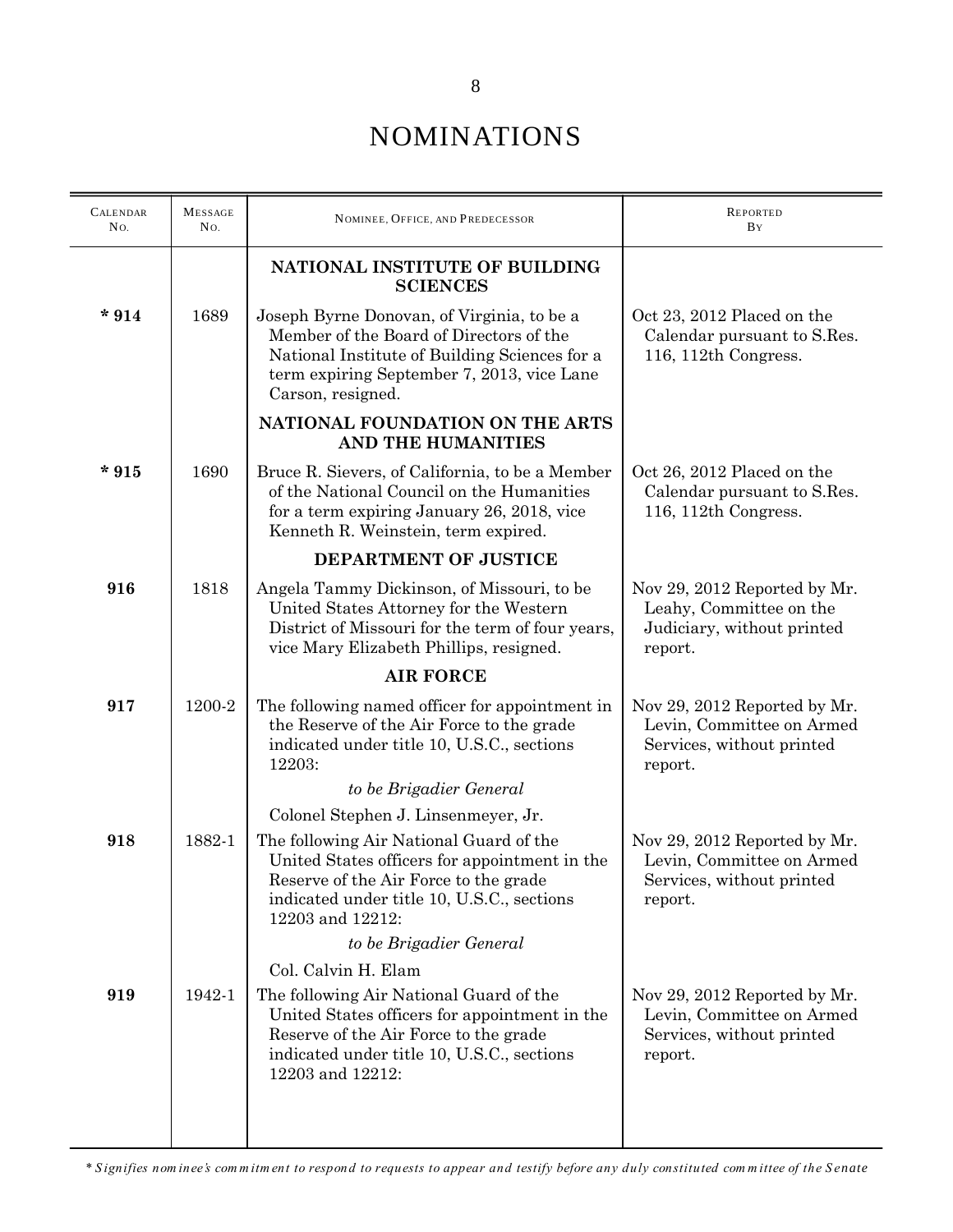# NOMINATIONS

| CALENDAR NO. | MESSAGE NO. | NOMINEE, OFFICE, AND PREDECESSOR | REPORTED BY |
|---|---|---|---|
| | | **NATIONAL INSTITUTE OF BUILDING SCIENCES** | |
| *** 914** | 1689 | Joseph Byrne Donovan, of Virginia, to be a Member of the Board of Directors of the National Institute of Building Sciences for a term expiring September 7, 2013, vice Lane Carson, resigned. | Oct 23, 2012 Placed on the Calendar pursuant to S.Res. 116, 112th Congress. |
| | | **NATIONAL FOUNDATION ON THE ARTS AND THE HUMANITIES** | |
| *** 915** | 1690 | Bruce R. Sievers, of California, to be a Member of the National Council on the Humanities for a term expiring January 26, 2018, vice Kenneth R. Weinstein, term expired. | Oct 26, 2012 Placed on the Calendar pursuant to S.Res. 116, 112th Congress. |
| | | **DEPARTMENT OF JUSTICE** | |
| **916** | 1818 | Angela Tammy Dickinson, of Missouri, to be United States Attorney for the Western District of Missouri for the term of four years, vice Mary Elizabeth Phillips, resigned. | Nov 29, 2012 Reported by Mr. Leahy, Committee on the Judiciary, without printed report. |
| | | **AIR FORCE** | |
| **917** | 1200-2 | The following named officer for appointment in the Reserve of the Air Force to the grade indicated under title 10, U.S.C., sections 12203: *to be Brigadier General* Colonel Stephen J. Linsenmeyer, Jr. | Nov 29, 2012 Reported by Mr. Levin, Committee on Armed Services, without printed report. |
| **918** | 1882-1 | The following Air National Guard of the United States officers for appointment in the Reserve of the Air Force to the grade indicated under title 10, U.S.C., sections 12203 and 12212: *to be Brigadier General* Col. Calvin H. Elam | Nov 29, 2012 Reported by Mr. Levin, Committee on Armed Services, without printed report. |
| **919** | 1942-1 | The following Air National Guard of the United States officers for appointment in the Reserve of the Air Force to the grade indicated under title 10, U.S.C., sections 12203 and 12212: | Nov 29, 2012 Reported by Mr. Levin, Committee on Armed Services, without printed report. |

*\* Signifies nominee's commitment to respond to requests to appear and testify before any duly constituted committee of the Senate*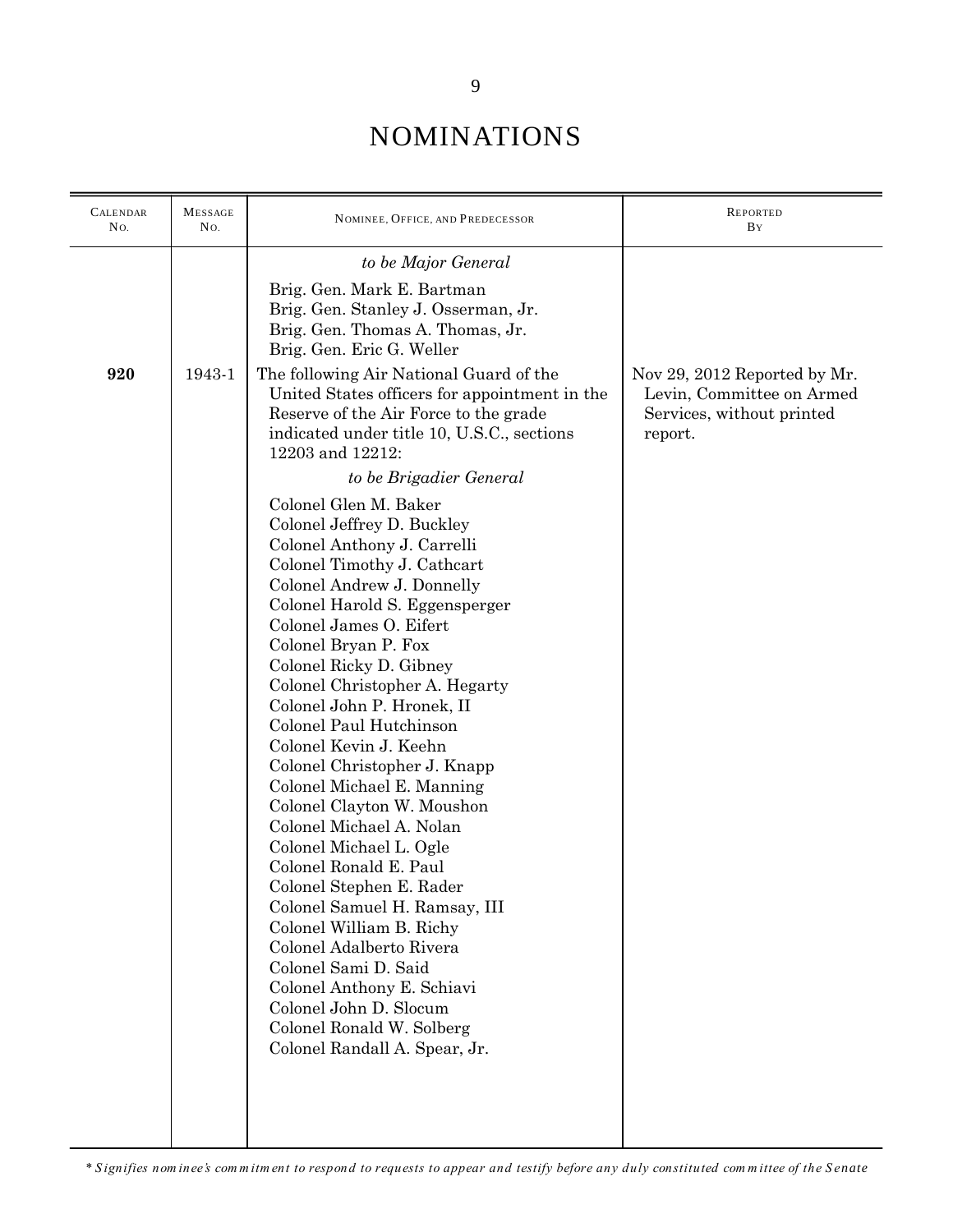# NOMINATIONS

| Calendar No. | Message No. | Nominee, Office, and Predecessor | Reported By |
|---|---|---|---|
| | | *to be Major General*<br><br>Brig. Gen. Mark E. Bartman<br>Brig. Gen. Stanley J. Osserman, Jr.<br>Brig. Gen. Thomas A. Thomas, Jr.<br>Brig. Gen. Eric G. Weller | |
| **920** | 1943-1 | The following Air National Guard of the United States officers for appointment in the Reserve of the Air Force to the grade indicated under title 10, U.S.C., sections 12203 and 12212:<br><br>*to be Brigadier General*<br><br>Colonel Glen M. Baker<br>Colonel Jeffrey D. Buckley<br>Colonel Anthony J. Carrelli<br>Colonel Timothy J. Cathcart<br>Colonel Andrew J. Donnelly<br>Colonel Harold S. Eggensperger<br>Colonel James O. Eifert<br>Colonel Bryan P. Fox<br>Colonel Ricky D. Gibney<br>Colonel Christopher A. Hegarty<br>Colonel John P. Hronek, II<br>Colonel Paul Hutchinson<br>Colonel Kevin J. Keehn<br>Colonel Christopher J. Knapp<br>Colonel Michael E. Manning<br>Colonel Clayton W. Moushon<br>Colonel Michael A. Nolan<br>Colonel Michael L. Ogle<br>Colonel Ronald E. Paul<br>Colonel Stephen E. Rader<br>Colonel Samuel H. Ramsay, III<br>Colonel William B. Richy<br>Colonel Adalberto Rivera<br>Colonel Sami D. Said<br>Colonel Anthony E. Schiavi<br>Colonel John D. Slocum<br>Colonel Ronald W. Solberg<br>Colonel Randall A. Spear, Jr. | Nov 29, 2012 Reported by Mr. Levin, Committee on Armed Services, without printed report. |

*\* Signifies nominee's commitment to respond to requests to appear and testify before any duly constituted committee of the Senate*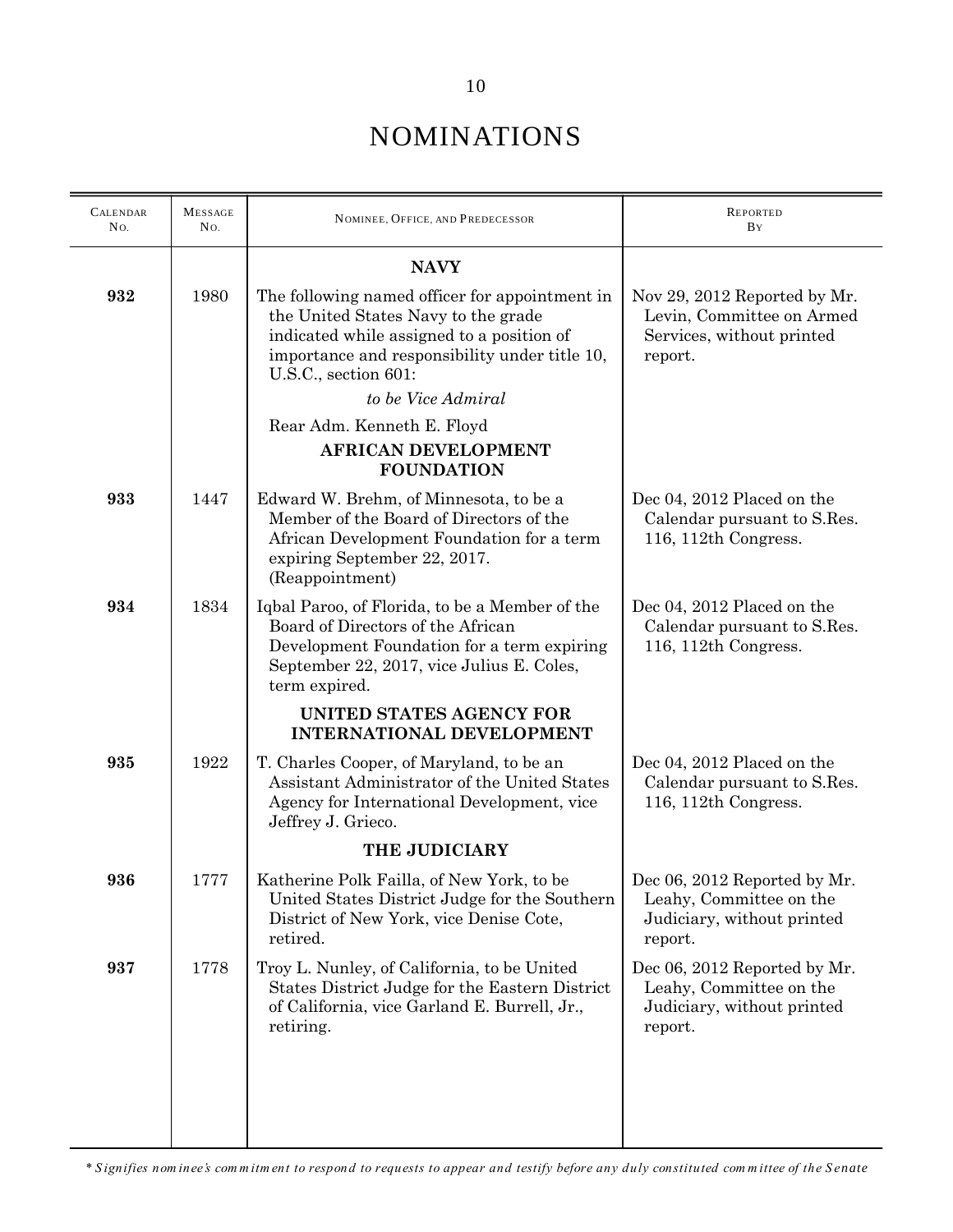# NOMINATIONS

| CALENDAR NO. | MESSAGE NO. | NOMINEE, OFFICE, AND PREDECESSOR | REPORTED BY |
|---|---|---|---|
| | | **NAVY** | |
| **932** | 1980 | The following named officer for appointment in the United States Navy to the grade indicated while assigned to a position of importance and responsibility under title 10, U.S.C., section 601: *to be Vice Admiral* Rear Adm. Kenneth E. Floyd | Nov 29, 2012 Reported by Mr. Levin, Committee on Armed Services, without printed report. |
| | | **AFRICAN DEVELOPMENT FOUNDATION** | |
| **933** | 1447 | Edward W. Brehm, of Minnesota, to be a Member of the Board of Directors of the African Development Foundation for a term expiring September 22, 2017. (Reappointment) | Dec 04, 2012 Placed on the Calendar pursuant to S.Res. 116, 112th Congress. |
| **934** | 1834 | Iqbal Paroo, of Florida, to be a Member of the Board of Directors of the African Development Foundation for a term expiring September 22, 2017, vice Julius E. Coles, term expired. | Dec 04, 2012 Placed on the Calendar pursuant to S.Res. 116, 112th Congress. |
| | | **UNITED STATES AGENCY FOR INTERNATIONAL DEVELOPMENT** | |
| **935** | 1922 | T. Charles Cooper, of Maryland, to be an Assistant Administrator of the United States Agency for International Development, vice Jeffrey J. Grieco. | Dec 04, 2012 Placed on the Calendar pursuant to S.Res. 116, 112th Congress. |
| | | **THE JUDICIARY** | |
| **936** | 1777 | Katherine Polk Failla, of New York, to be United States District Judge for the Southern District of New York, vice Denise Cote, retired. | Dec 06, 2012 Reported by Mr. Leahy, Committee on the Judiciary, without printed report. |
| **937** | 1778 | Troy L. Nunley, of California, to be United States District Judge for the Eastern District of California, vice Garland E. Burrell, Jr., retiring. | Dec 06, 2012 Reported by Mr. Leahy, Committee on the Judiciary, without printed report. |

*\* Signifies nominee's commitment to respond to requests to appear and testify before any duly constituted committee of the Senate*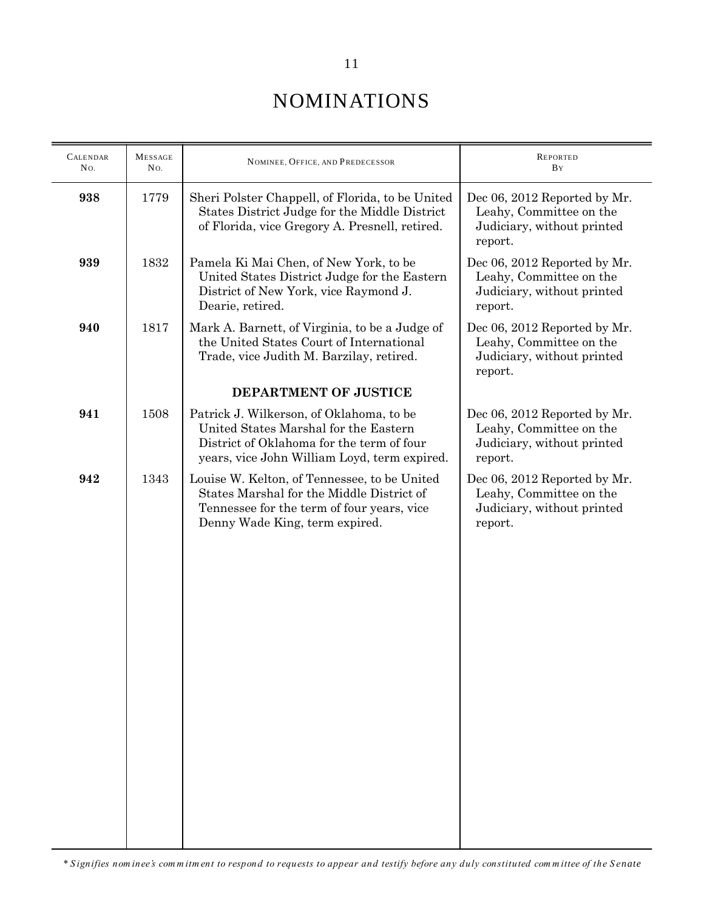# NOMINATIONS

| Calendar No. | Message No. | Nominee, Office, and Predecessor | Reported By |
|---|---|---|---|
| **938** | 1779 | Sheri Polster Chappell, of Florida, to be United States District Judge for the Middle District of Florida, vice Gregory A. Presnell, retired. | Dec 06, 2012 Reported by Mr. Leahy, Committee on the Judiciary, without printed report. |
| **939** | 1832 | Pamela Ki Mai Chen, of New York, to be United States District Judge for the Eastern District of New York, vice Raymond J. Dearie, retired. | Dec 06, 2012 Reported by Mr. Leahy, Committee on the Judiciary, without printed report. |
| **940** | 1817 | Mark A. Barnett, of Virginia, to be a Judge of the United States Court of International Trade, vice Judith M. Barzilay, retired. | Dec 06, 2012 Reported by Mr. Leahy, Committee on the Judiciary, without printed report. |
| | | **DEPARTMENT OF JUSTICE** | |
| **941** | 1508 | Patrick J. Wilkerson, of Oklahoma, to be United States Marshal for the Eastern District of Oklahoma for the term of four years, vice John William Loyd, term expired. | Dec 06, 2012 Reported by Mr. Leahy, Committee on the Judiciary, without printed report. |
| **942** | 1343 | Louise W. Kelton, of Tennessee, to be United States Marshal for the Middle District of Tennessee for the term of four years, vice Denny Wade King, term expired. | Dec 06, 2012 Reported by Mr. Leahy, Committee on the Judiciary, without printed report. |

*\* Signifies nominee's commitment to respond to requests to appear and testify before any duly constituted committee of the Senate*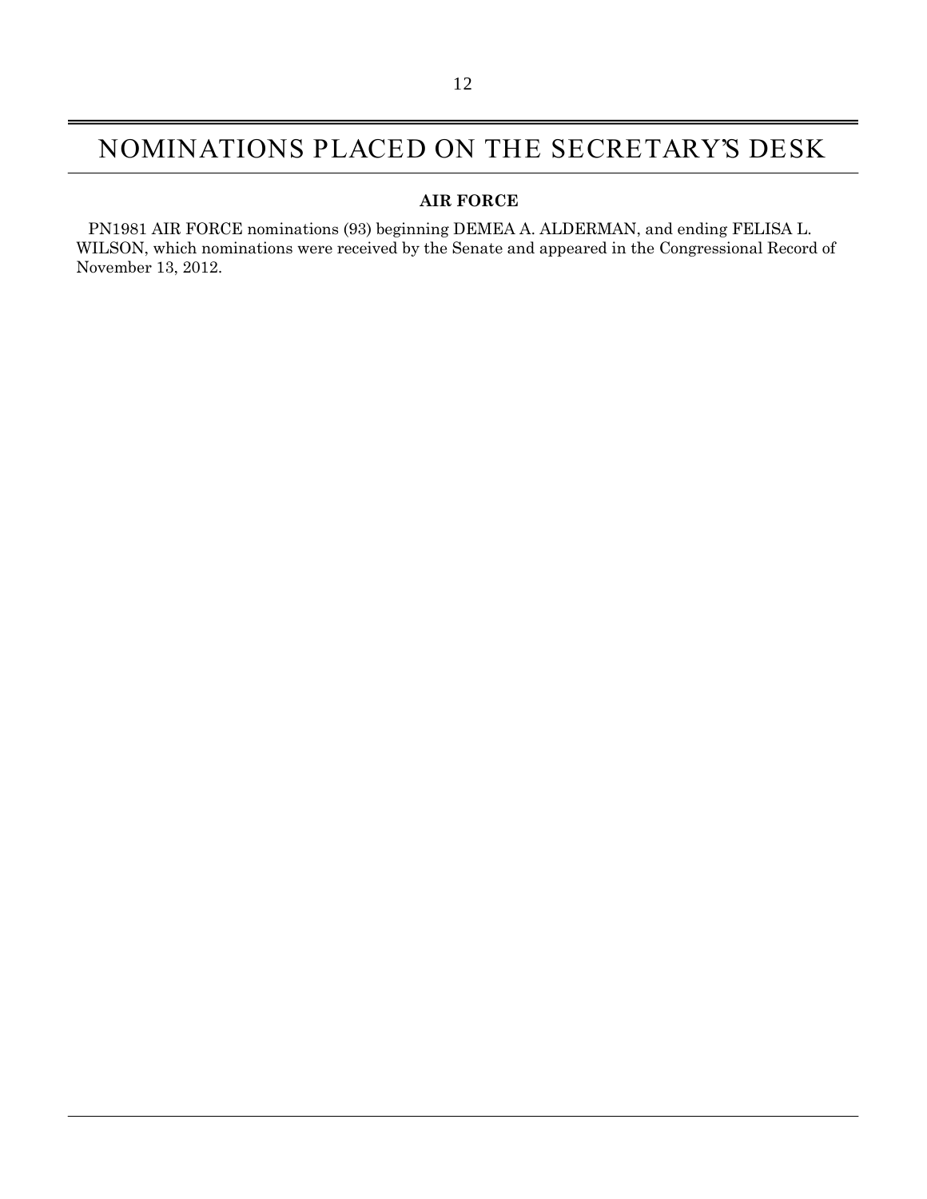# NOMINATIONS PLACED ON THE SECRETARY'S DESK

## AIR FORCE

PN1981 AIR FORCE nominations (93) beginning DEMEA A. ALDERMAN, and ending FELISA L. WILSON, which nominations were received by the Senate and appeared in the Congressional Record of November 13, 2012.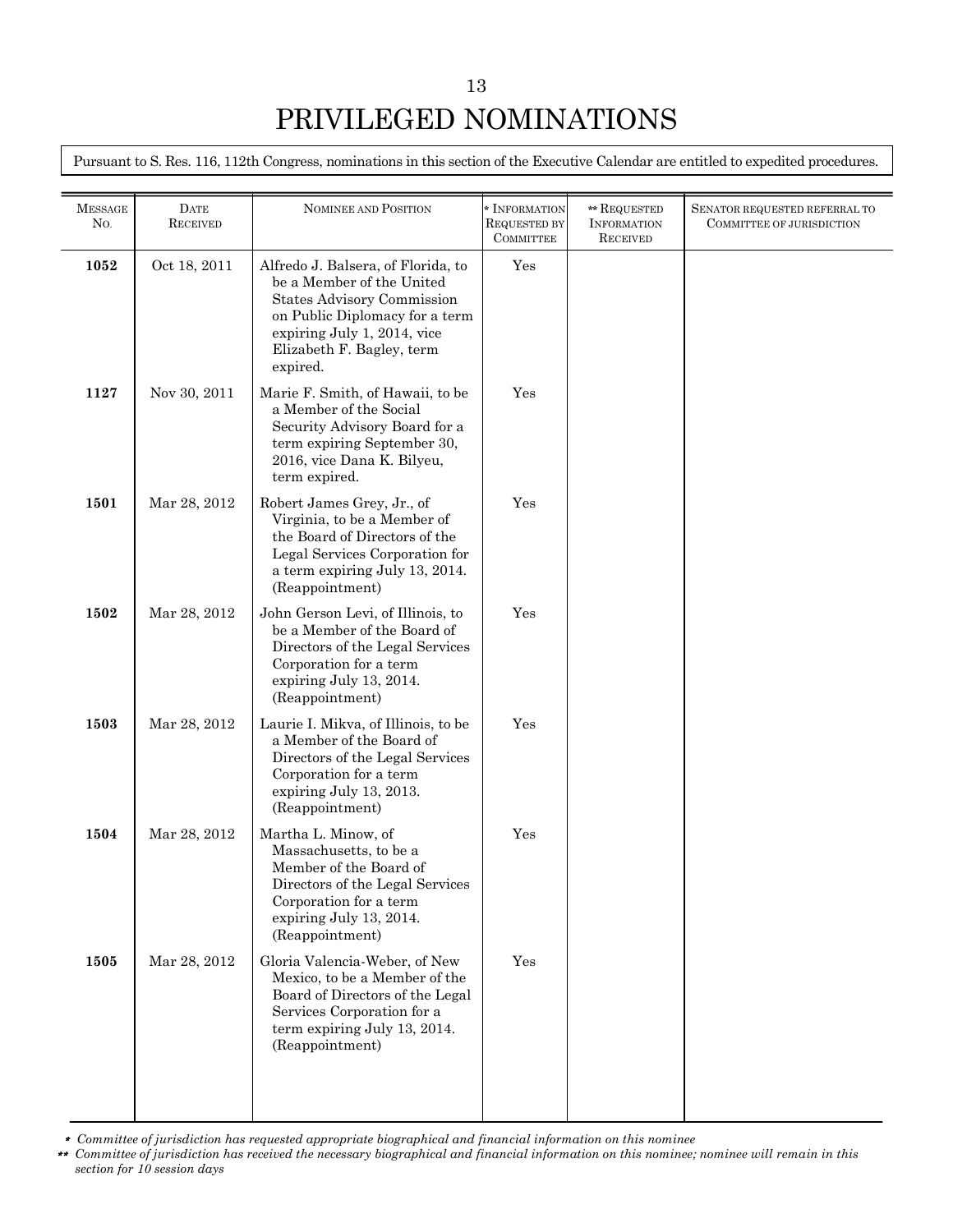# PRIVILEGED NOMINATIONS

Pursuant to S. Res. 116, 112th Congress, nominations in this section of the Executive Calendar are entitled to expedited procedures.

| Message No. | Date Received | Nominee and Position | * Information Requested by Committee | ** Requested Information Received | Senator requested referral to Committee of jurisdiction |
|---|---|---|---|---|---|
| **1052** | Oct 18, 2011 | Alfredo J. Balsera, of Florida, to be a Member of the United States Advisory Commission on Public Diplomacy for a term expiring July 1, 2014, vice Elizabeth F. Bagley, term expired. | Yes | | |
| **1127** | Nov 30, 2011 | Marie F. Smith, of Hawaii, to be a Member of the Social Security Advisory Board for a term expiring September 30, 2016, vice Dana K. Bilyeu, term expired. | Yes | | |
| **1501** | Mar 28, 2012 | Robert James Grey, Jr., of Virginia, to be a Member of the Board of Directors of the Legal Services Corporation for a term expiring July 13, 2014. (Reappointment) | Yes | | |
| **1502** | Mar 28, 2012 | John Gerson Levi, of Illinois, to be a Member of the Board of Directors of the Legal Services Corporation for a term expiring July 13, 2014. (Reappointment) | Yes | | |
| **1503** | Mar 28, 2012 | Laurie I. Mikva, of Illinois, to be a Member of the Board of Directors of the Legal Services Corporation for a term expiring July 13, 2013. (Reappointment) | Yes | | |
| **1504** | Mar 28, 2012 | Martha L. Minow, of Massachusetts, to be a Member of the Board of Directors of the Legal Services Corporation for a term expiring July 13, 2014. (Reappointment) | Yes | | |
| **1505** | Mar 28, 2012 | Gloria Valencia-Weber, of New Mexico, to be a Member of the Board of Directors of the Legal Services Corporation for a term expiring July 13, 2014. (Reappointment) | Yes | | |

*\* Committee of jurisdiction has requested appropriate biographical and financial information on this nominee*

*\*\* Committee of jurisdiction has received the necessary biographical and financial information on this nominee; nominee will remain in this section for 10 session days*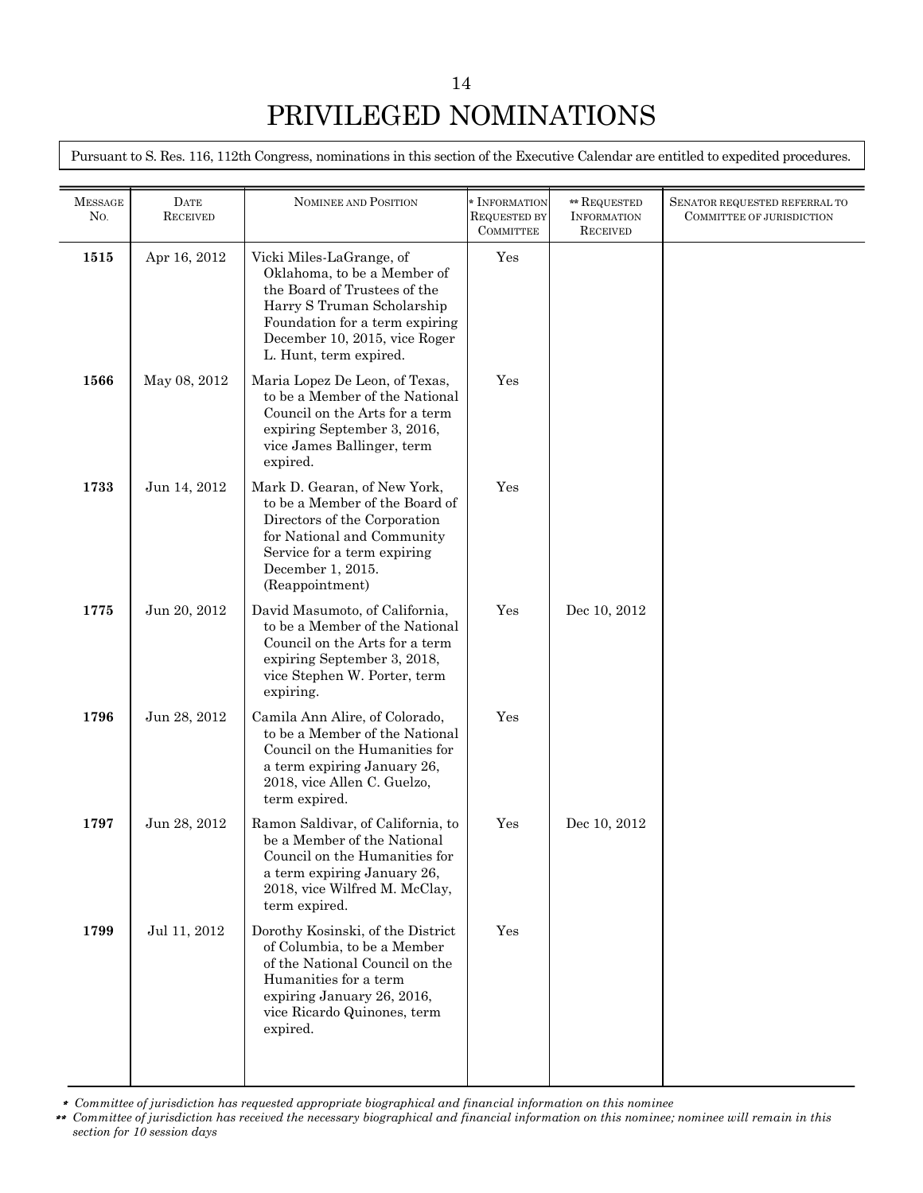# PRIVILEGED NOMINATIONS

Pursuant to S. Res. 116, 112th Congress, nominations in this section of the Executive Calendar are entitled to expedited procedures.

| Message No. | Date Received | Nominee and Position | * Information Requested by Committee | ** Requested Information Received | Senator requested referral to Committee of jurisdiction |
|---|---|---|---|---|---|
| **1515** | Apr 16, 2012 | Vicki Miles-LaGrange, of Oklahoma, to be a Member of the Board of Trustees of the Harry S Truman Scholarship Foundation for a term expiring December 10, 2015, vice Roger L. Hunt, term expired. | Yes | | |
| **1566** | May 08, 2012 | Maria Lopez De Leon, of Texas, to be a Member of the National Council on the Arts for a term expiring September 3, 2016, vice James Ballinger, term expired. | Yes | | |
| **1733** | Jun 14, 2012 | Mark D. Gearan, of New York, to be a Member of the Board of Directors of the Corporation for National and Community Service for a term expiring December 1, 2015. (Reappointment) | Yes | | |
| **1775** | Jun 20, 2012 | David Masumoto, of California, to be a Member of the National Council on the Arts for a term expiring September 3, 2018, vice Stephen W. Porter, term expiring. | Yes | Dec 10, 2012 | |
| **1796** | Jun 28, 2012 | Camila Ann Alire, of Colorado, to be a Member of the National Council on the Humanities for a term expiring January 26, 2018, vice Allen C. Guelzo, term expired. | Yes | | |
| **1797** | Jun 28, 2012 | Ramon Saldivar, of California, to be a Member of the National Council on the Humanities for a term expiring January 26, 2018, vice Wilfred M. McClay, term expired. | Yes | Dec 10, 2012 | |
| **1799** | Jul 11, 2012 | Dorothy Kosinski, of the District of Columbia, to be a Member of the National Council on the Humanities for a term expiring January 26, 2016, vice Ricardo Quinones, term expired. | Yes | | |

*\* Committee of jurisdiction has requested appropriate biographical and financial information on this nominee*

*\*\* Committee of jurisdiction has received the necessary biographical and financial information on this nominee; nominee will remain in this section for 10 session days*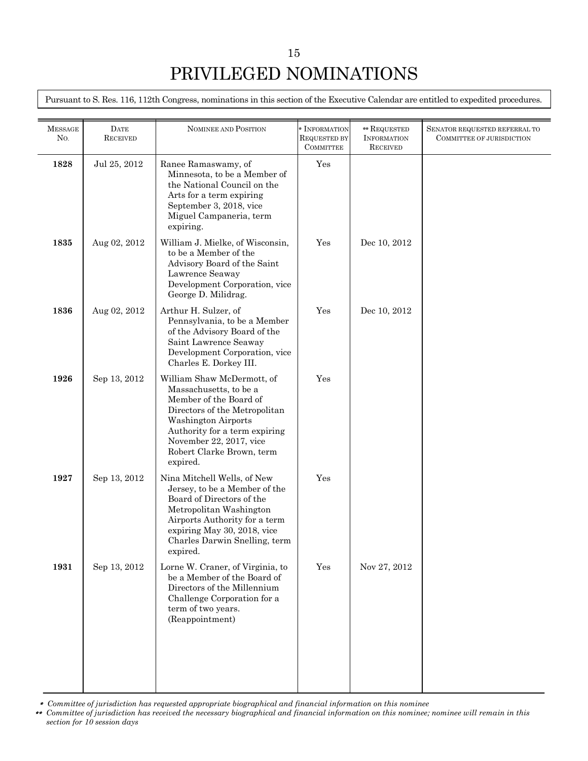# PRIVILEGED NOMINATIONS

Pursuant to S. Res. 116, 112th Congress, nominations in this section of the Executive Calendar are entitled to expedited procedures.

| Message No. | Date Received | Nominee and Position | * Information Requested by Committee | ** Requested Information Received | Senator requested referral to Committee of jurisdiction |
|---|---|---|---|---|---|
| **1828** | Jul 25, 2012 | Ranee Ramaswamy, of Minnesota, to be a Member of the National Council on the Arts for a term expiring September 3, 2018, vice Miguel Campaneria, term expiring. | Yes | | |
| **1835** | Aug 02, 2012 | William J. Mielke, of Wisconsin, to be a Member of the Advisory Board of the Saint Lawrence Seaway Development Corporation, vice George D. Milidrag. | Yes | Dec 10, 2012 | |
| **1836** | Aug 02, 2012 | Arthur H. Sulzer, of Pennsylvania, to be a Member of the Advisory Board of the Saint Lawrence Seaway Development Corporation, vice Charles E. Dorkey III. | Yes | Dec 10, 2012 | |
| **1926** | Sep 13, 2012 | William Shaw McDermott, of Massachusetts, to be a Member of the Board of Directors of the Metropolitan Washington Airports Authority for a term expiring November 22, 2017, vice Robert Clarke Brown, term expired. | Yes | | |
| **1927** | Sep 13, 2012 | Nina Mitchell Wells, of New Jersey, to be a Member of the Board of Directors of the Metropolitan Washington Airports Authority for a term expiring May 30, 2018, vice Charles Darwin Snelling, term expired. | Yes | | |
| **1931** | Sep 13, 2012 | Lorne W. Craner, of Virginia, to be a Member of the Board of Directors of the Millennium Challenge Corporation for a term of two years. (Reappointment) | Yes | Nov 27, 2012 | |

*\* Committee of jurisdiction has requested appropriate biographical and financial information on this nominee*

*\*\* Committee of jurisdiction has received the necessary biographical and financial information on this nominee; nominee will remain in this section for 10 session days*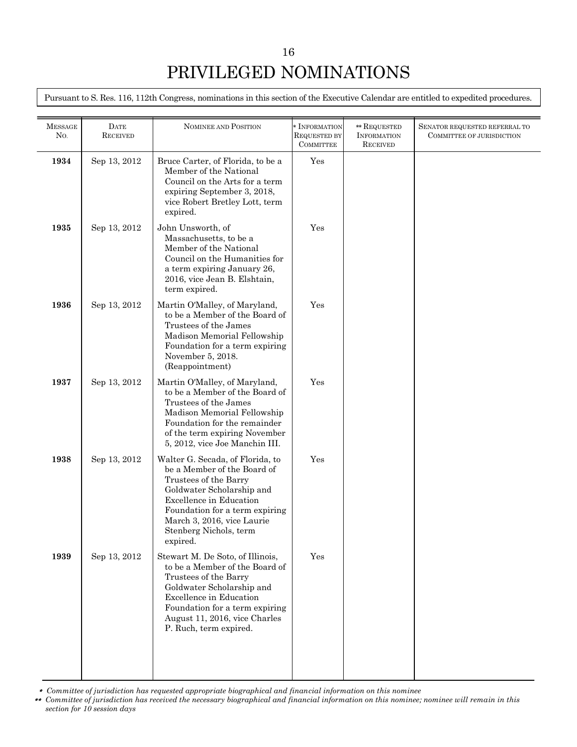# PRIVILEGED NOMINATIONS

Pursuant to S. Res. 116, 112th Congress, nominations in this section of the Executive Calendar are entitled to expedited procedures.

| Message No. | Date Received | Nominee and Position | * Information Requested by Committee | ** Requested Information Received | Senator requested referral to Committee of jurisdiction |
|---|---|---|---|---|---|
| **1934** | Sep 13, 2012 | Bruce Carter, of Florida, to be a Member of the National Council on the Arts for a term expiring September 3, 2018, vice Robert Bretley Lott, term expired. | Yes | | |
| **1935** | Sep 13, 2012 | John Unsworth, of Massachusetts, to be a Member of the National Council on the Humanities for a term expiring January 26, 2016, vice Jean B. Elshtain, term expired. | Yes | | |
| **1936** | Sep 13, 2012 | Martin O'Malley, of Maryland, to be a Member of the Board of Trustees of the James Madison Memorial Fellowship Foundation for a term expiring November 5, 2018. (Reappointment) | Yes | | |
| **1937** | Sep 13, 2012 | Martin O'Malley, of Maryland, to be a Member of the Board of Trustees of the James Madison Memorial Fellowship Foundation for the remainder of the term expiring November 5, 2012, vice Joe Manchin III. | Yes | | |
| **1938** | Sep 13, 2012 | Walter G. Secada, of Florida, to be a Member of the Board of Trustees of the Barry Goldwater Scholarship and Excellence in Education Foundation for a term expiring March 3, 2016, vice Laurie Stenberg Nichols, term expired. | Yes | | |
| **1939** | Sep 13, 2012 | Stewart M. De Soto, of Illinois, to be a Member of the Board of Trustees of the Barry Goldwater Scholarship and Excellence in Education Foundation for a term expiring August 11, 2016, vice Charles P. Ruch, term expired. | Yes | | |

\* *Committee of jurisdiction has requested appropriate biographical and financial information on this nominee*

\*\* *Committee of jurisdiction has received the necessary biographical and financial information on this nominee; nominee will remain in this section for 10 session days*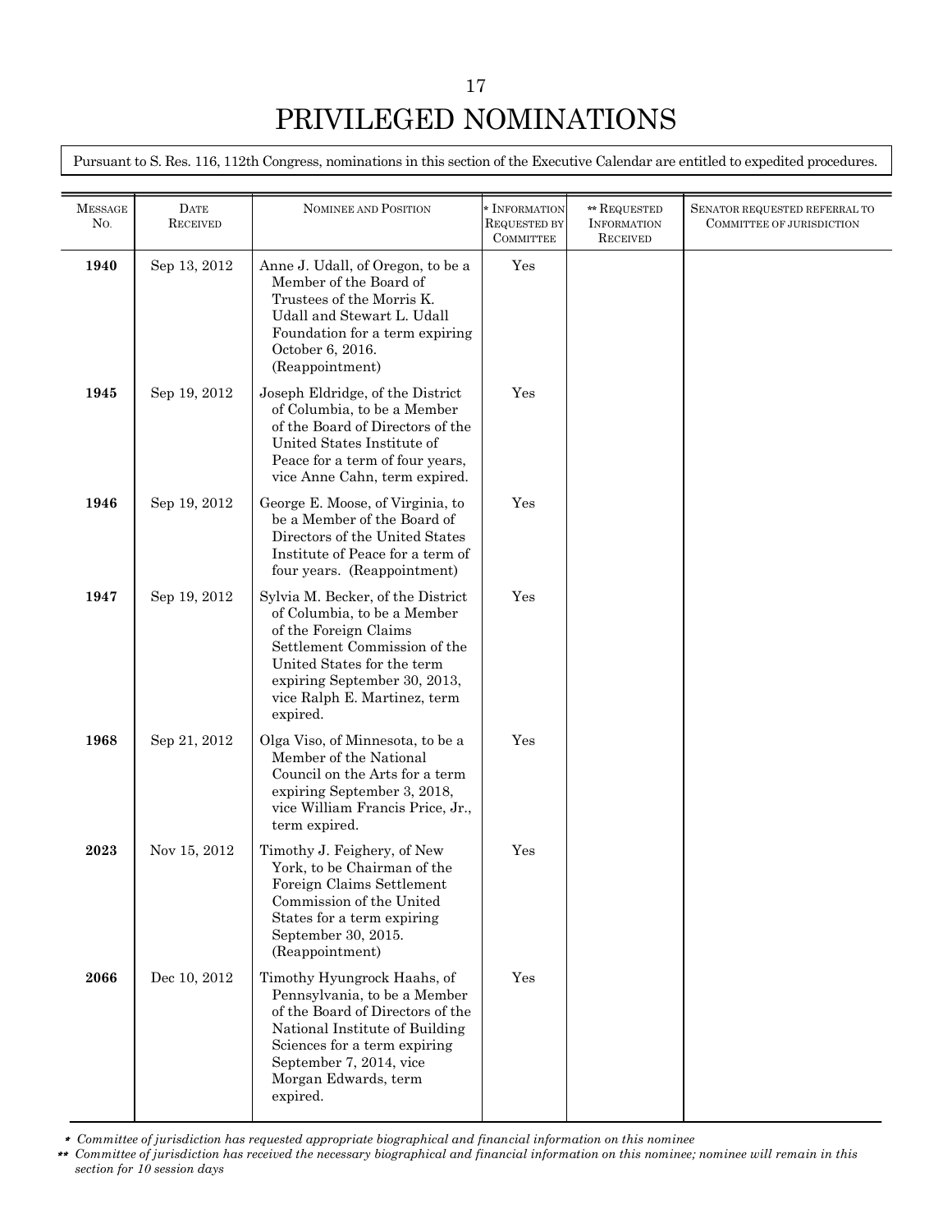# PRIVILEGED NOMINATIONS

Pursuant to S. Res. 116, 112th Congress, nominations in this section of the Executive Calendar are entitled to expedited procedures.

| Message No. | Date Received | Nominee and Position | * Information Requested by Committee | ** Requested Information Received | Senator requested referral to Committee of jurisdiction |
|---|---|---|---|---|---|
| **1940** | Sep 13, 2012 | Anne J. Udall, of Oregon, to be a Member of the Board of Trustees of the Morris K. Udall and Stewart L. Udall Foundation for a term expiring October 6, 2016. (Reappointment) | Yes | | |
| **1945** | Sep 19, 2012 | Joseph Eldridge, of the District of Columbia, to be a Member of the Board of Directors of the United States Institute of Peace for a term of four years, vice Anne Cahn, term expired. | Yes | | |
| **1946** | Sep 19, 2012 | George E. Moose, of Virginia, to be a Member of the Board of Directors of the United States Institute of Peace for a term of four years. (Reappointment) | Yes | | |
| **1947** | Sep 19, 2012 | Sylvia M. Becker, of the District of Columbia, to be a Member of the Foreign Claims Settlement Commission of the United States for the term expiring September 30, 2013, vice Ralph E. Martinez, term expired. | Yes | | |
| **1968** | Sep 21, 2012 | Olga Viso, of Minnesota, to be a Member of the National Council on the Arts for a term expiring September 3, 2018, vice William Francis Price, Jr., term expired. | Yes | | |
| **2023** | Nov 15, 2012 | Timothy J. Feighery, of New York, to be Chairman of the Foreign Claims Settlement Commission of the United States for a term expiring September 30, 2015. (Reappointment) | Yes | | |
| **2066** | Dec 10, 2012 | Timothy Hyungrock Haahs, of Pennsylvania, to be a Member of the Board of Directors of the National Institute of Building Sciences for a term expiring September 7, 2014, vice Morgan Edwards, term expired. | Yes | | |

\* *Committee of jurisdiction has requested appropriate biographical and financial information on this nominee*

\** *Committee of jurisdiction has received the necessary biographical and financial information on this nominee; nominee will remain in this section for 10 session days*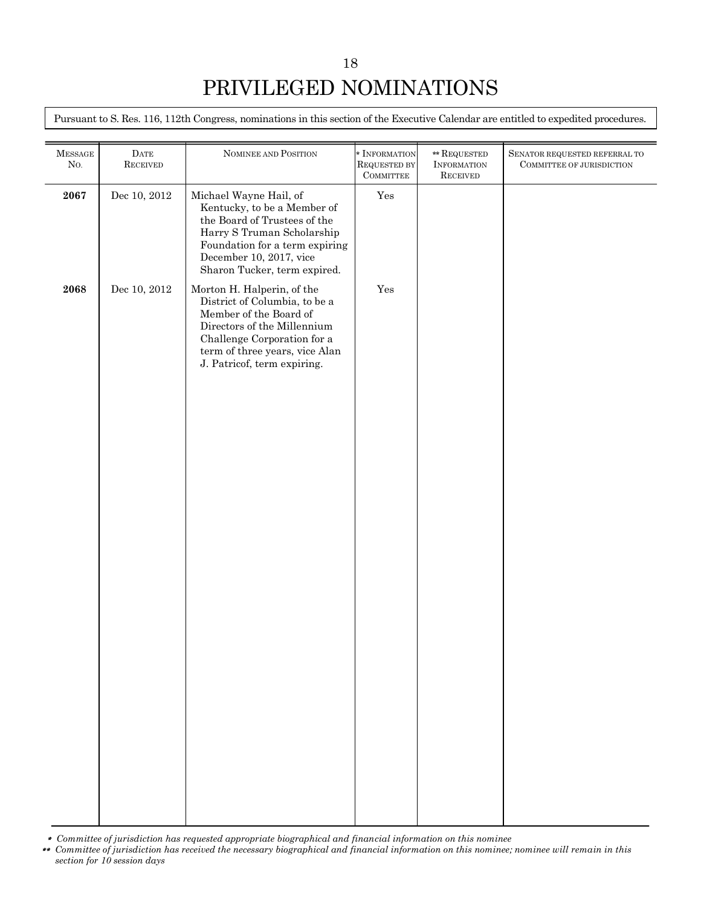# PRIVILEGED NOMINATIONS

Pursuant to S. Res. 116, 112th Congress, nominations in this section of the Executive Calendar are entitled to expedited procedures.

| MESSAGE NO. | DATE RECEIVED | NOMINEE AND POSITION | * INFORMATION REQUESTED BY COMMITTEE | ** REQUESTED INFORMATION RECEIVED | SENATOR REQUESTED REFERRAL TO COMMITTEE OF JURISDICTION |
|---|---|---|---|---|---|
| **2067** | Dec 10, 2012 | Michael Wayne Hail, of Kentucky, to be a Member of the Board of Trustees of the Harry S Truman Scholarship Foundation for a term expiring December 10, 2017, vice Sharon Tucker, term expired. | Yes | | |
| **2068** | Dec 10, 2012 | Morton H. Halperin, of the District of Columbia, to be a Member of the Board of Directors of the Millennium Challenge Corporation for a term of three years, vice Alan J. Patricof, term expiring. | Yes | | |

\* *Committee of jurisdiction has requested appropriate biographical and financial information on this nominee*

\*\* *Committee of jurisdiction has received the necessary biographical and financial information on this nominee; nominee will remain in this section for 10 session days*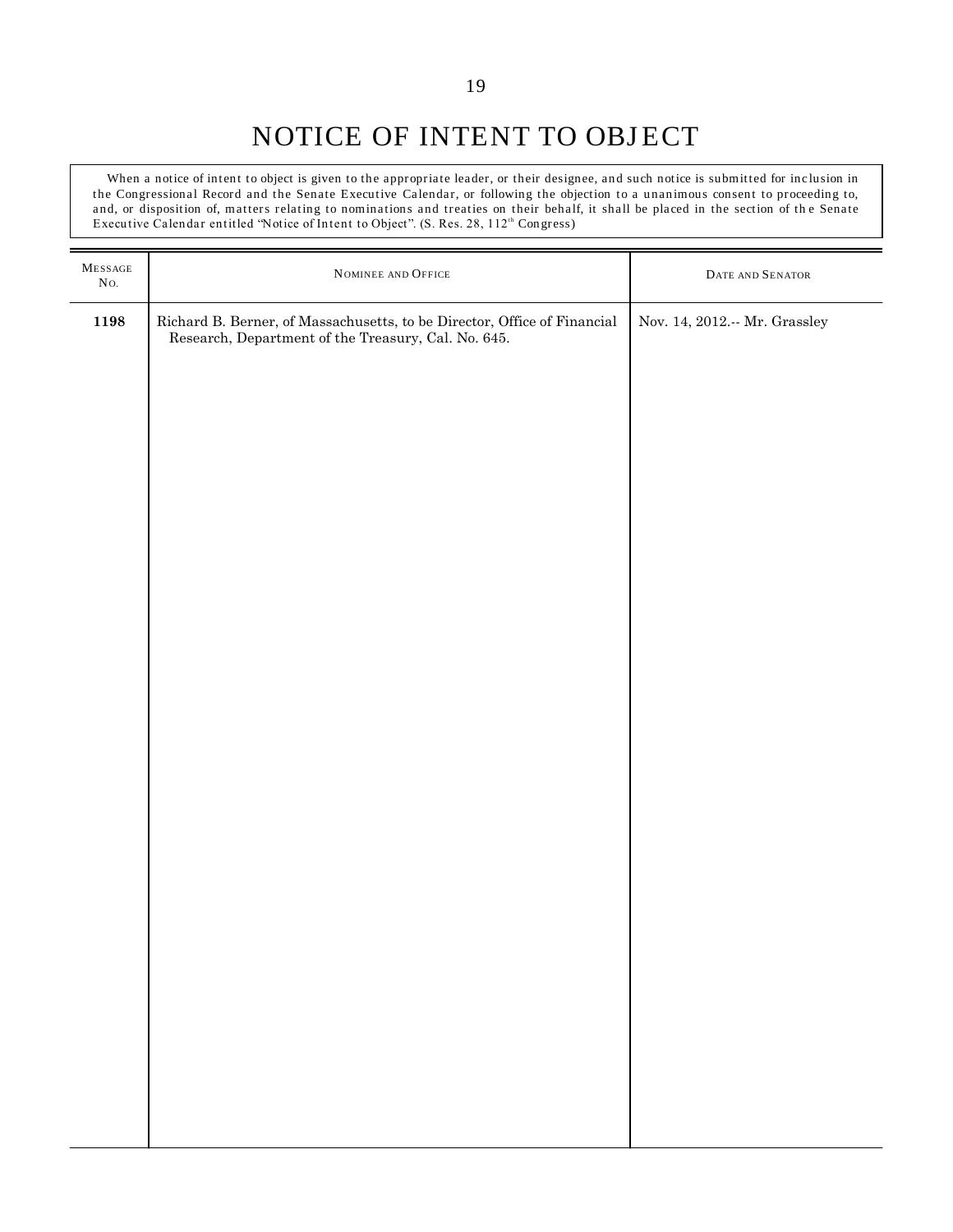# NOTICE OF INTENT TO OBJECT

When a notice of intent to object is given to the appropriate leader, or their designee, and such notice is submitted for inclusion in the Congressional Record and the Senate Executive Calendar, or following the objection to a unanimous consent to proceeding to, and, or disposition of, matters relating to nominations and treaties on their behalf, it shall be placed in the section of the Senate Executive Calendar entitled "Notice of Intent to Object". (S. Res. 28, 112th Congress)

| MESSAGE NO. | NOMINEE AND OFFICE | DATE AND SENATOR |
|---|---|---|
| **1198** | Richard B. Berner, of Massachusetts, to be Director, Office of Financial Research, Department of the Treasury, Cal. No. 645. | Nov. 14, 2012.-- Mr. Grassley |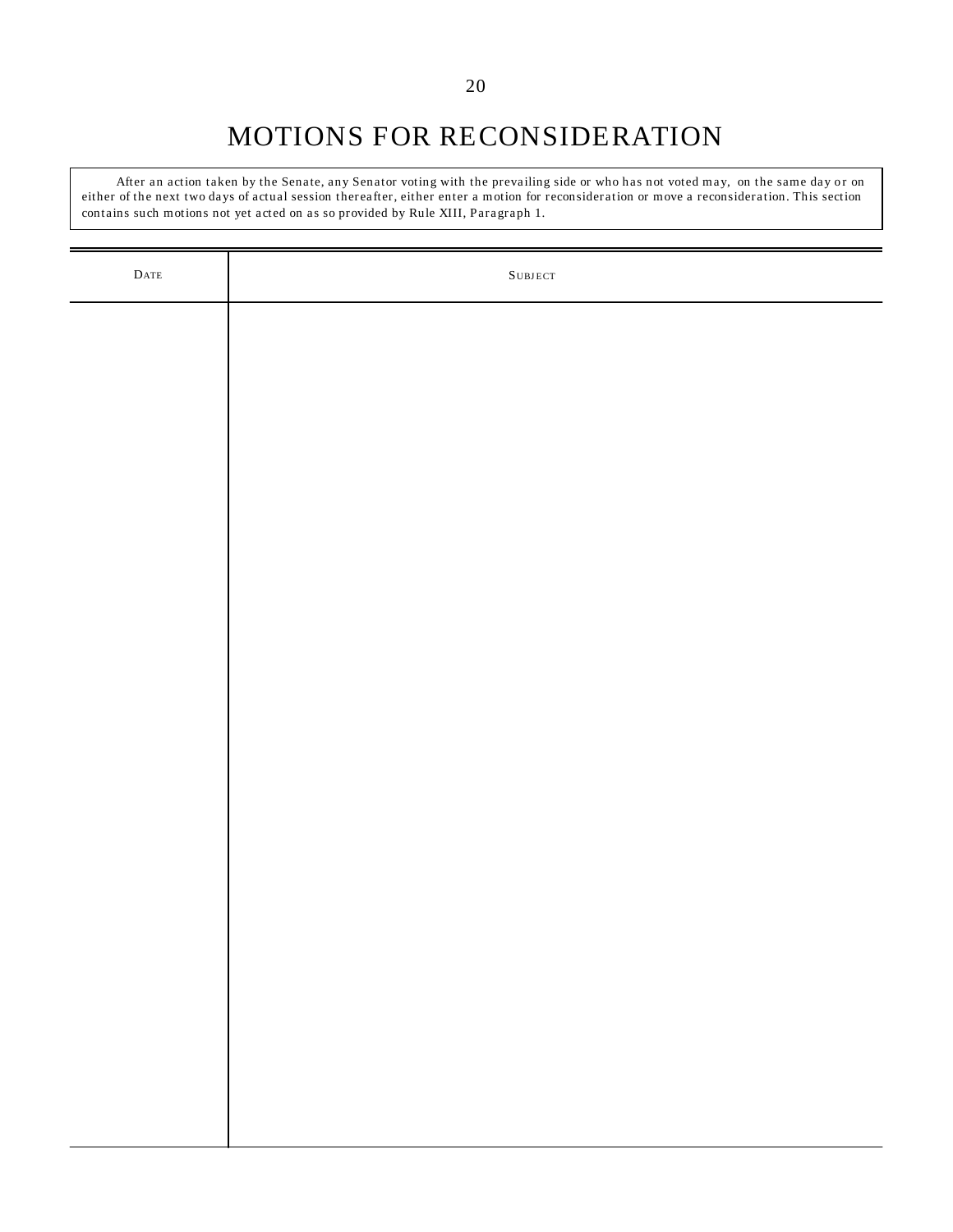# MOTIONS FOR RECONSIDERATION

After an action taken by the Senate, any Senator voting with the prevailing side or who has not voted may, on the same day or on either of the next two days of actual session thereafter, either enter a motion for reconsideration or move a reconsideration. This section contains such motions not yet acted on as so provided by Rule XIII, Paragraph 1.

| DATE | SUBJECT |
|---|---|
| | |